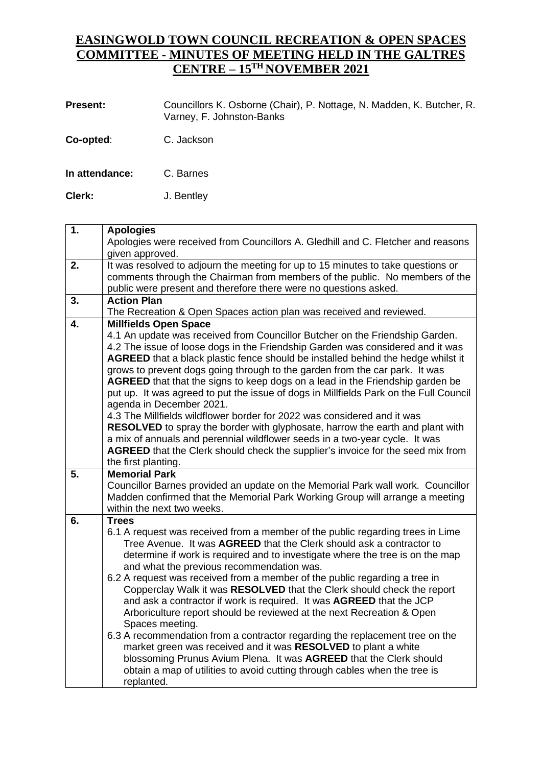# EASINGWOLD TOWN COUNCIL RECREATION & OPEN SPACES COMMITTEE - MINUTES OF MEETING HELD IN THE GALTRES CENTRE – 15TH NOVEMBER 2021

**Present:** Councillors K. Osborne (Chair), P. Nottage, N. Madden, K. Butcher, R. Varney, F. Johnston-Banks

**Co-opted**: C. Jackson

**In attendance:** C. Barnes

**Clerk:** J. Bentley

| | |
|---|---|
| **1.** | **Apologies**<br>Apologies were received from Councillors A. Gledhill and C. Fletcher and reasons given approved. |
| **2.** | It was resolved to adjourn the meeting for up to 15 minutes to take questions or comments through the Chairman from members of the public. No members of the public were present and therefore there were no questions asked. |
| **3.** | **Action Plan**<br>The Recreation & Open Spaces action plan was received and reviewed. |
| **4.** | **Millfields Open Space**<br>4.1 An update was received from Councillor Butcher on the Friendship Garden.<br>4.2 The issue of loose dogs in the Friendship Garden was considered and it was **AGREED** that a black plastic fence should be installed behind the hedge whilst it grows to prevent dogs going through to the garden from the car park. It was **AGREED** that that the signs to keep dogs on a lead in the Friendship garden be put up. It was agreed to put the issue of dogs in Millfields Park on the Full Council agenda in December 2021.<br>4.3 The Millfields wildflower border for 2022 was considered and it was **RESOLVED** to spray the border with glyphosate, harrow the earth and plant with a mix of annuals and perennial wildflower seeds in a two-year cycle. It was **AGREED** that the Clerk should check the supplier's invoice for the seed mix from the first planting. |
| **5.** | **Memorial Park**<br>Councillor Barnes provided an update on the Memorial Park wall work. Councillor Madden confirmed that the Memorial Park Working Group will arrange a meeting within the next two weeks. |
| **6.** | **Trees**<br>6.1 A request was received from a member of the public regarding trees in Lime Tree Avenue. It was **AGREED** that the Clerk should ask a contractor to determine if work is required and to investigate where the tree is on the map and what the previous recommendation was.<br>6.2 A request was received from a member of the public regarding a tree in Copperclay Walk it was **RESOLVED** that the Clerk should check the report and ask a contractor if work is required. It was **AGREED** that the JCP Arboriculture report should be reviewed at the next Recreation & Open Spaces meeting.<br>6.3 A recommendation from a contractor regarding the replacement tree on the market green was received and it was **RESOLVED** to plant a white blossoming Prunus Avium Plena. It was **AGREED** that the Clerk should obtain a map of utilities to avoid cutting through cables when the tree is replanted. |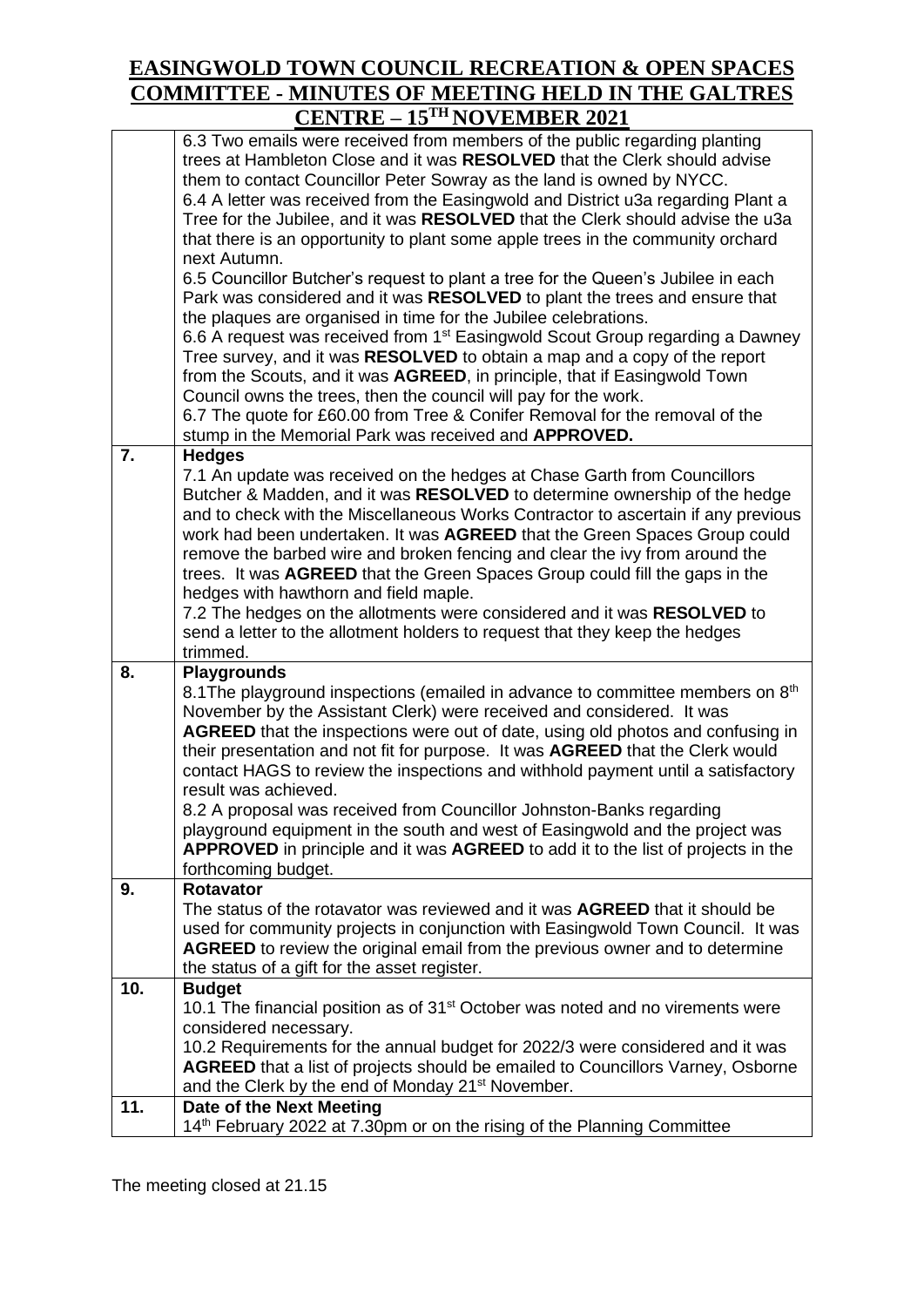# EASINGWOLD TOWN COUNCIL RECREATION & OPEN SPACES COMMITTEE - MINUTES OF MEETING HELD IN THE GALTRES CENTRE – 15TH NOVEMBER 2021

| | |
|---|---|
| | 6.3 Two emails were received from members of the public regarding planting trees at Hambleton Close and it was **RESOLVED** that the Clerk should advise them to contact Councillor Peter Sowray as the land is owned by NYCC.<br>6.4 A letter was received from the Easingwold and District u3a regarding Plant a Tree for the Jubilee, and it was **RESOLVED** that the Clerk should advise the u3a that there is an opportunity to plant some apple trees in the community orchard next Autumn.<br>6.5 Councillor Butcher's request to plant a tree for the Queen's Jubilee in each Park was considered and it was **RESOLVED** to plant the trees and ensure that the plaques are organised in time for the Jubilee celebrations.<br>6.6 A request was received from 1st Easingwold Scout Group regarding a Dawney Tree survey, and it was **RESOLVED** to obtain a map and a copy of the report from the Scouts, and it was **AGREED**, in principle, that if Easingwold Town Council owns the trees, then the council will pay for the work.<br>6.7 The quote for £60.00 from Tree & Conifer Removal for the removal of the stump in the Memorial Park was received and **APPROVED.** |
| **7.** | **Hedges**<br>7.1 An update was received on the hedges at Chase Garth from Councillors Butcher & Madden, and it was **RESOLVED** to determine ownership of the hedge and to check with the Miscellaneous Works Contractor to ascertain if any previous work had been undertaken. It was **AGREED** that the Green Spaces Group could remove the barbed wire and broken fencing and clear the ivy from around the trees. It was **AGREED** that the Green Spaces Group could fill the gaps in the hedges with hawthorn and field maple.<br>7.2 The hedges on the allotments were considered and it was **RESOLVED** to send a letter to the allotment holders to request that they keep the hedges trimmed. |
| **8.** | **Playgrounds**<br>8.1The playground inspections (emailed in advance to committee members on 8th November by the Assistant Clerk) were received and considered. It was **AGREED** that the inspections were out of date, using old photos and confusing in their presentation and not fit for purpose. It was **AGREED** that the Clerk would contact HAGS to review the inspections and withhold payment until a satisfactory result was achieved.<br>8.2 A proposal was received from Councillor Johnston-Banks regarding playground equipment in the south and west of Easingwold and the project was **APPROVED** in principle and it was **AGREED** to add it to the list of projects in the forthcoming budget. |
| **9.** | **Rotavator**<br>The status of the rotavator was reviewed and it was **AGREED** that it should be used for community projects in conjunction with Easingwold Town Council. It was **AGREED** to review the original email from the previous owner and to determine the status of a gift for the asset register. |
| **10.** | **Budget**<br>10.1 The financial position as of 31st October was noted and no virements were considered necessary.<br>10.2 Requirements for the annual budget for 2022/3 were considered and it was **AGREED** that a list of projects should be emailed to Councillors Varney, Osborne and the Clerk by the end of Monday 21st November. |
| **11.** | **Date of the Next Meeting**<br>14th February 2022 at 7.30pm or on the rising of the Planning Committee |

The meeting closed at 21.15